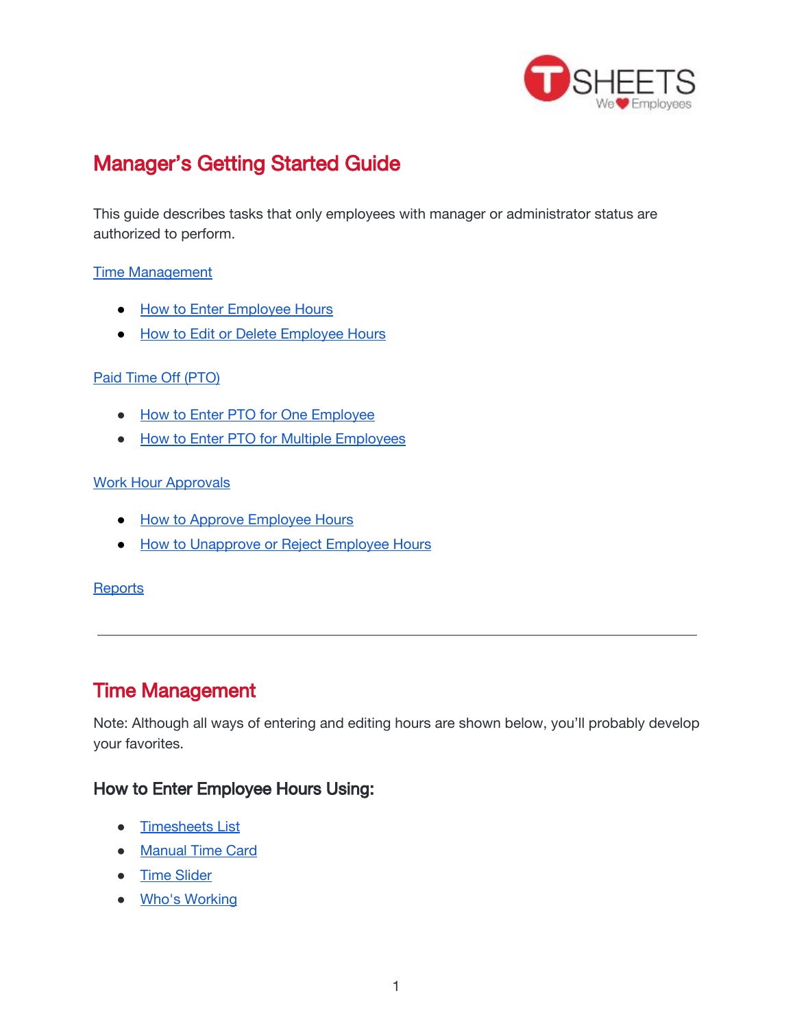# Manager's Getting Started Guide

This guide describes tasks that only employees with manager or administrator status are authorized to perform.

[Time Management](#)

- [How to Enter Employee Hours](#)
- [How to Edit or Delete Employee Hours](#)

[Paid Time Off (PTO)](#)

- [How to Enter PTO for One Employee](#)
- [How to Enter PTO for Multiple Employees](#)

[Work Hour Approvals](#)

- [How to Approve Employee Hours](#)
- [How to Unapprove or Reject Employee Hours](#)

[Reports](#)

---

## Time Management

Note: Although all ways of entering and editing hours are shown below, you'll probably develop your favorites.

### How to Enter Employee Hours Using:

- [Timesheets List](#)
- [Manual Time Card](#)
- [Time Slider](#)
- [Who's Working](#)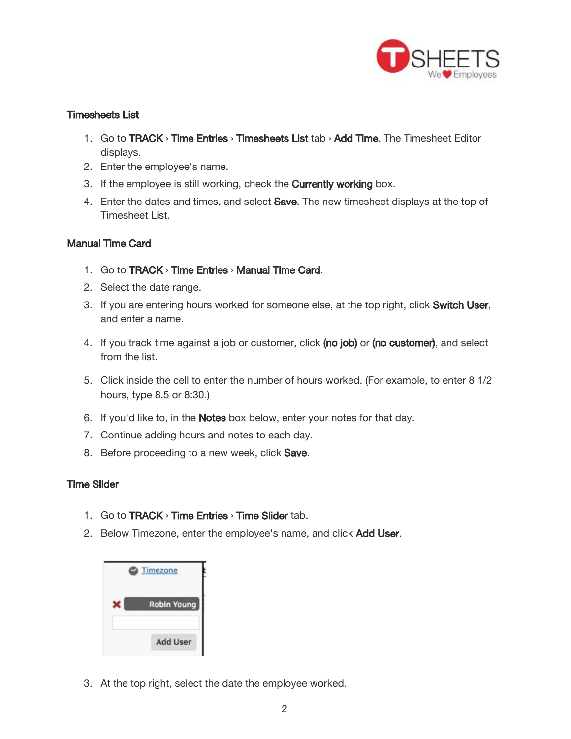## Timesheets List

1. Go to **TRACK** › **Time Entries** › **Timesheets List** tab › **Add Time**. The Timesheet Editor displays.
2. Enter the employee's name.
3. If the employee is still working, check the **Currently working** box.
4. Enter the dates and times, and select **Save**. The new timesheet displays at the top of Timesheet List.

## Manual Time Card

1. Go to **TRACK** › **Time Entries** › **Manual Time Card**.
2. Select the date range.
3. If you are entering hours worked for someone else, at the top right, click **Switch User**, and enter a name.
4. If you track time against a job or customer, click **(no job)** or **(no customer)**, and select from the list.
5. Click inside the cell to enter the number of hours worked. (For example, to enter 8 1/2 hours, type 8.5 or 8:30.)
6. If you'd like to, in the **Notes** box below, enter your notes for that day.
7. Continue adding hours and notes to each day.
8. Before proceeding to a new week, click **Save**.

## Time Slider

1. Go to **TRACK** › **Time Entries** › **Time Slider** tab.
2. Below Timezone, enter the employee's name, and click **Add User**.

3. At the top right, select the date the employee worked.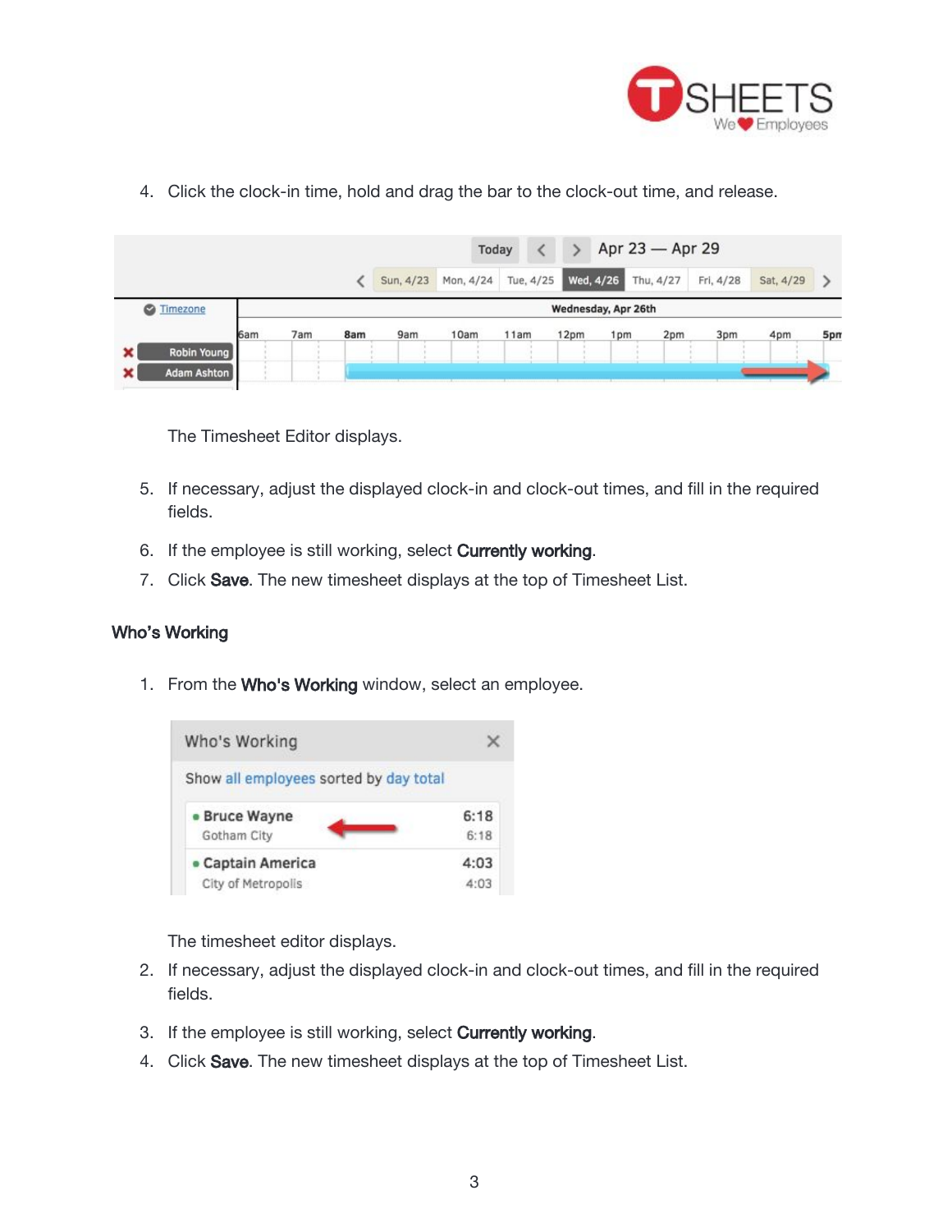4. Click the clock-in time, hold and drag the bar to the clock-out time, and release.

   The Timesheet Editor displays.

5. If necessary, adjust the displayed clock-in and clock-out times, and fill in the required fields.
6. If the employee is still working, select **Currently working**.
7. Click **Save**. The new timesheet displays at the top of Timesheet List.

### Who's Working

1. From the **Who's Working** window, select an employee.

   The timesheet editor displays.

2. If necessary, adjust the displayed clock-in and clock-out times, and fill in the required fields.
3. If the employee is still working, select **Currently working**.
4. Click **Save**. The new timesheet displays at the top of Timesheet List.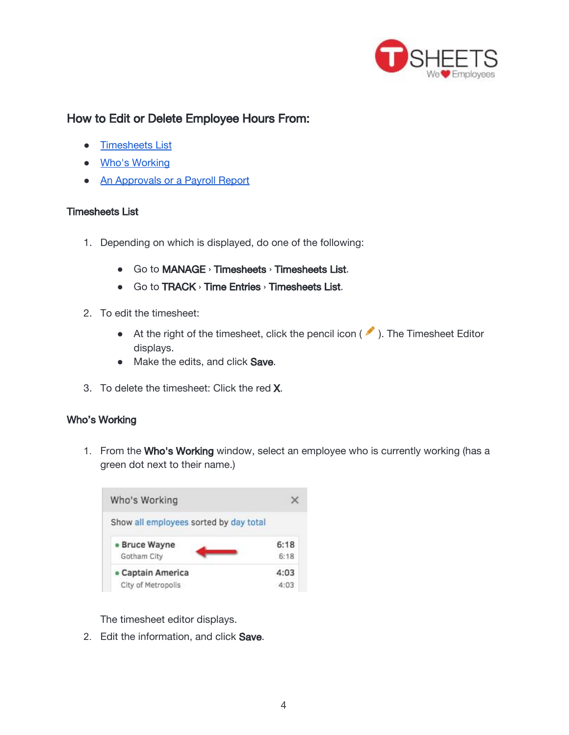## How to Edit or Delete Employee Hours From:

- [Timesheets List]()
- [Who's Working]()
- [An Approvals or a Payroll Report]()

### Timesheets List

1. Depending on which is displayed, do one of the following:
   - Go to **MANAGE** › **Timesheets** › **Timesheets List**.
   - Go to **TRACK** › **Time Entries** › **Timesheets List**.
2. To edit the timesheet:
   - At the right of the timesheet, click the pencil icon ( ✏ ). The Timesheet Editor displays.
   - Make the edits, and click **Save**.
3. To delete the timesheet: Click the red **X**.

### Who's Working

1. From the **Who's Working** window, select an employee who is currently working (has a green dot next to their name.)

   The timesheet editor displays.
2. Edit the information, and click **Save**.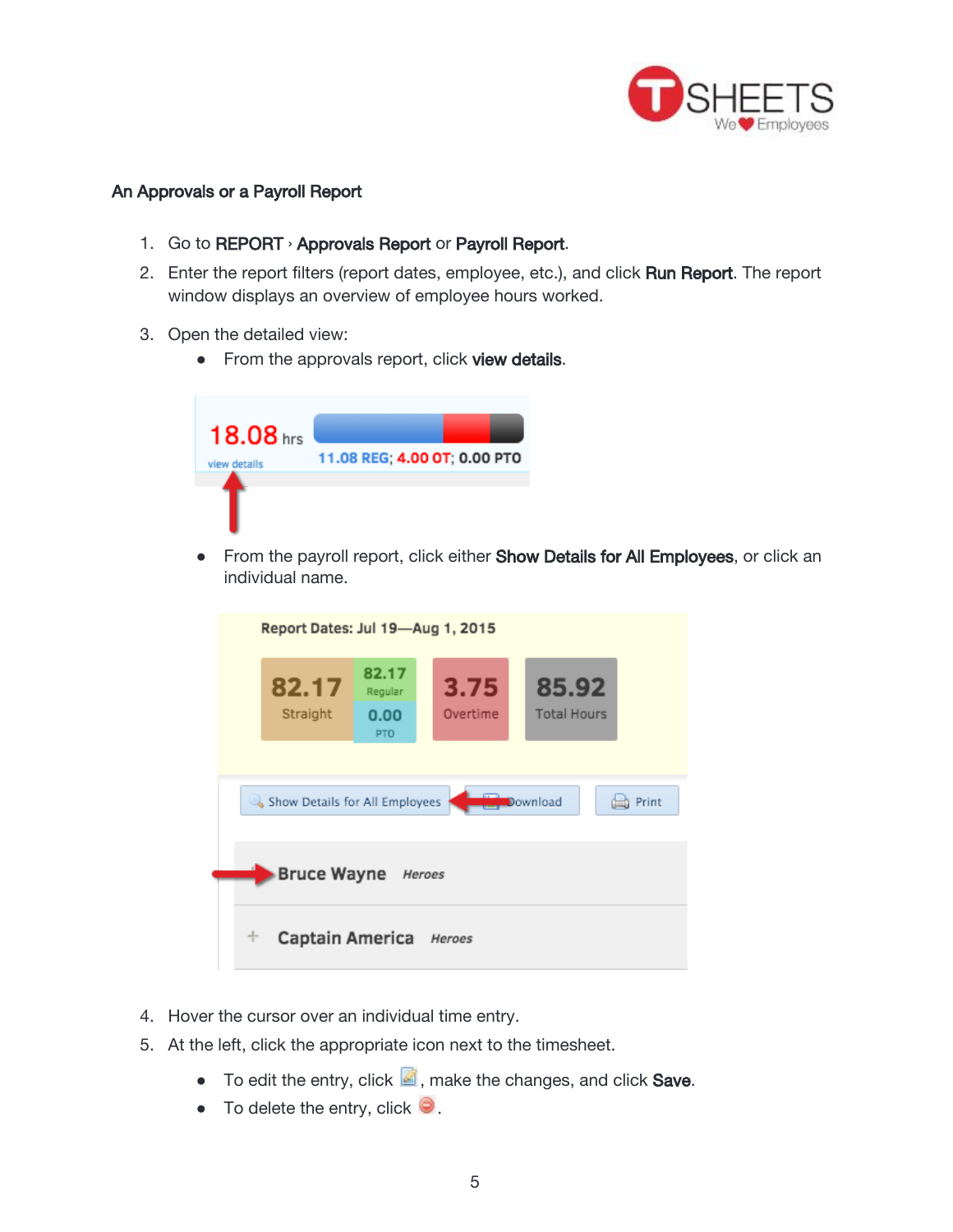## An Approvals or a Payroll Report

1. Go to **REPORT** › **Approvals Report** or **Payroll Report**.
2. Enter the report filters (report dates, employee, etc.), and click **Run Report**. The report window displays an overview of employee hours worked.
3. Open the detailed view:
   - From the approvals report, click **view details**.
   - From the payroll report, click either **Show Details for All Employees**, or click an individual name.
4. Hover the cursor over an individual time entry.
5. At the left, click the appropriate icon next to the timesheet.
   - To edit the entry, click, make the changes, and click **Save**.
   - To delete the entry, click.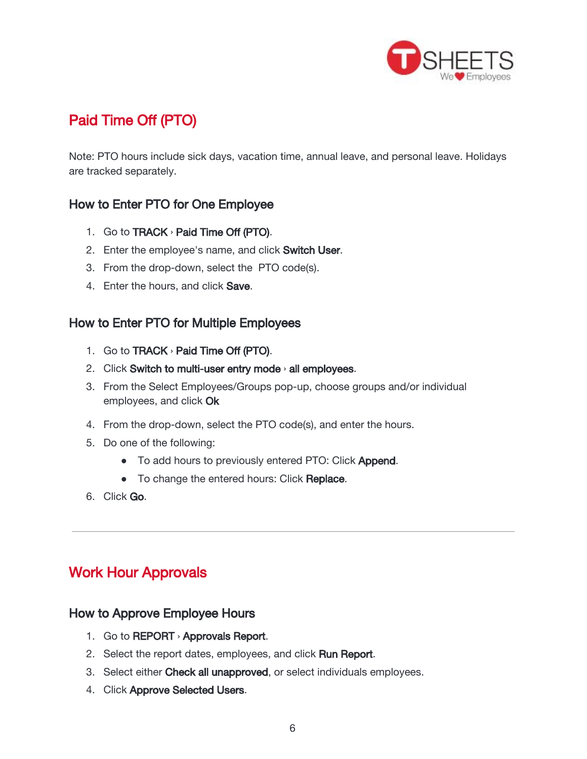## Paid Time Off (PTO)

Note: PTO hours include sick days, vacation time, annual leave, and personal leave. Holidays are tracked separately.

### How to Enter PTO for One Employee

1. Go to **TRACK › Paid Time Off (PTO)**.
2. Enter the employee's name, and click **Switch User**.
3. From the drop-down, select the PTO code(s).
4. Enter the hours, and click **Save**.

### How to Enter PTO for Multiple Employees

1. Go to **TRACK › Paid Time Off (PTO)**.
2. Click **Switch to multi-user entry mode › all employees**.
3. From the Select Employees/Groups pop-up, choose groups and/or individual employees, and click **Ok**
4. From the drop-down, select the PTO code(s), and enter the hours.
5. Do one of the following:
   - To add hours to previously entered PTO: Click **Append**.
   - To change the entered hours: Click **Replace**.
6. Click **Go**.

---

## Work Hour Approvals

### How to Approve Employee Hours

1. Go to **REPORT › Approvals Report**.
2. Select the report dates, employees, and click **Run Report**.
3. Select either **Check all unapproved**, or select individuals employees.
4. Click **Approve Selected Users**.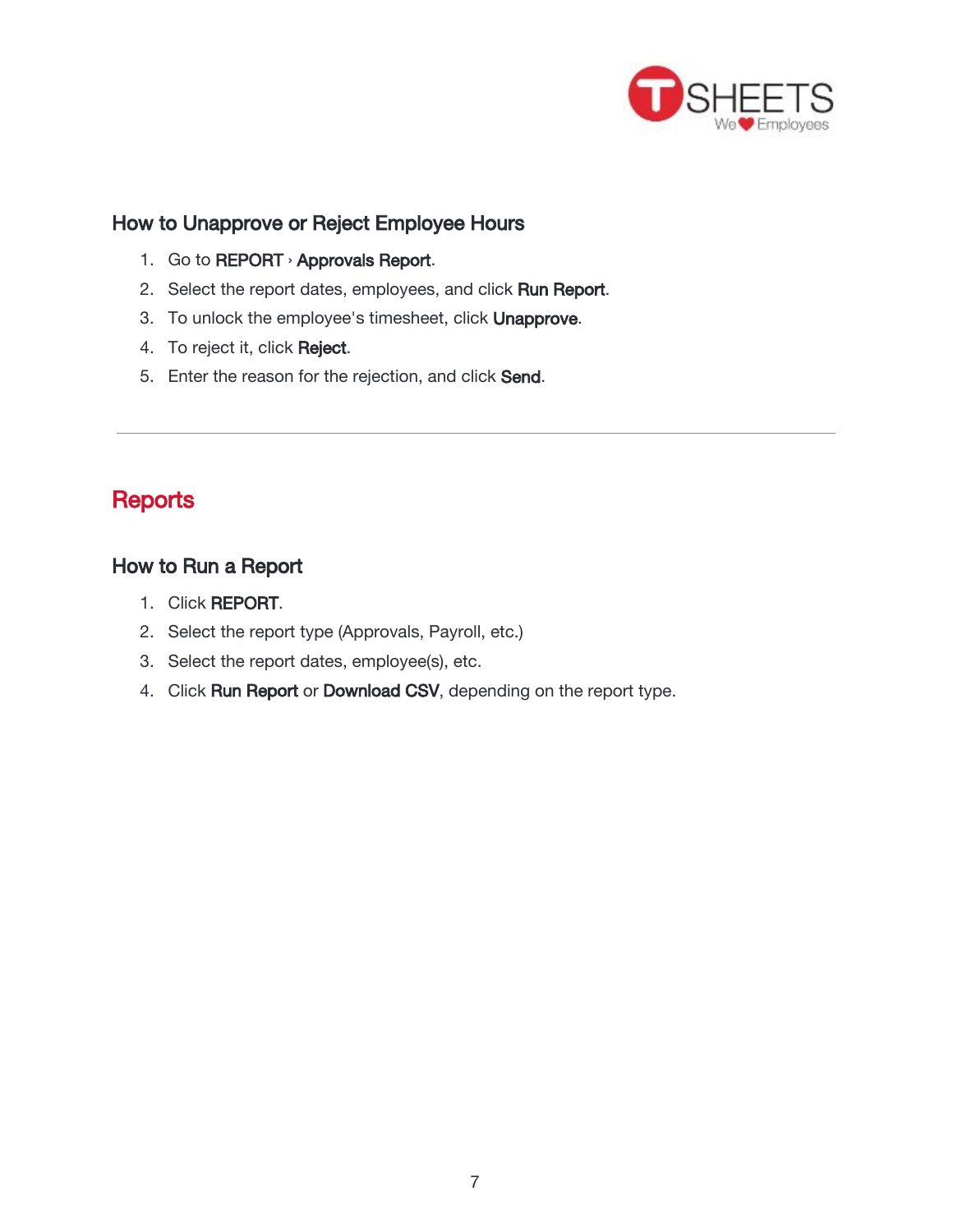### How to Unapprove or Reject Employee Hours

1. Go to **REPORT** › **Approvals Report**.
2. Select the report dates, employees, and click **Run Report**.
3. To unlock the employee's timesheet, click **Unapprove**.
4. To reject it, click **Reject**.
5. Enter the reason for the rejection, and click **Send**.

---

## Reports

### How to Run a Report

1. Click **REPORT**.
2. Select the report type (Approvals, Payroll, etc.)
3. Select the report dates, employee(s), etc.
4. Click **Run Report** or **Download CSV**, depending on the report type.